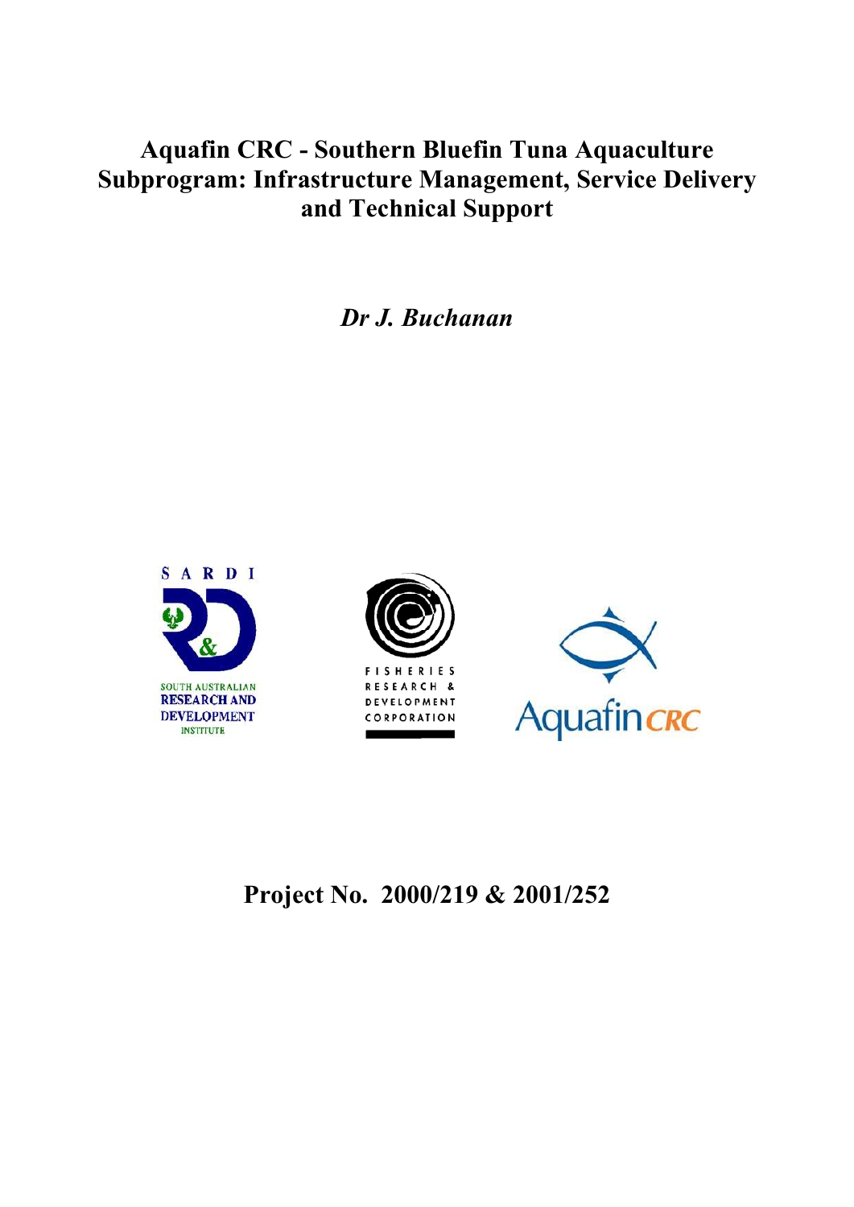# Aquafin CRC - Southern Bluefin Tuna Aquaculture Subprogram: Infrastructure Management, Service Delivery and Technical Support

*Dr J. Buchanan*

SARDI

SOUTH AUSTRALIAN RESEARCH AND DEVELOPMENT INSTITUTE

FISHERIES RESEARCH & DEVELOPMENT CORPORATION

Aquafin CRC

**Project No. 2000/219 & 2001/252**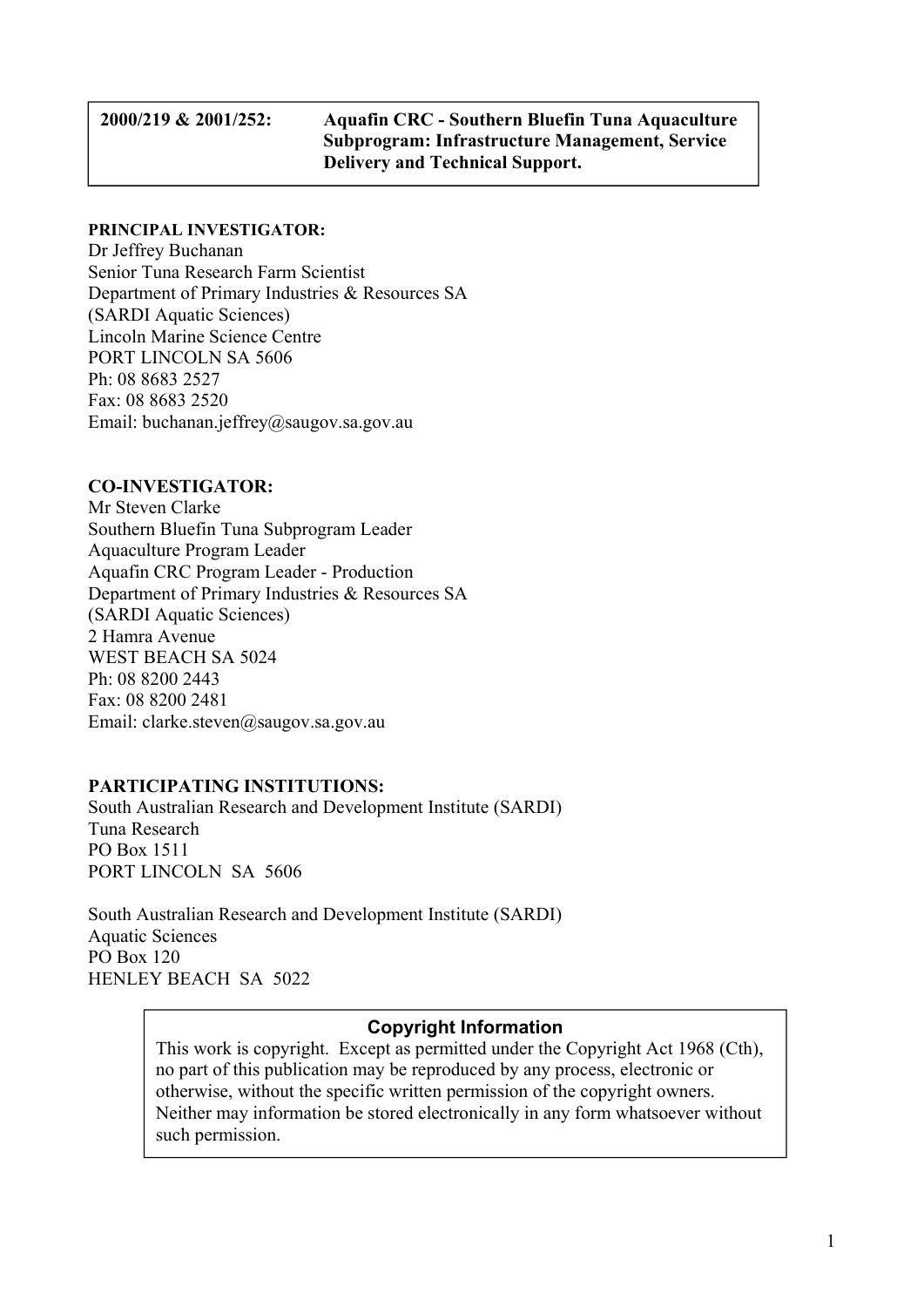**2000/219 & 2001/252: Aquafin CRC - Southern Bluefin Tuna Aquaculture Subprogram: Infrastructure Management, Service Delivery and Technical Support.**

**PRINCIPAL INVESTIGATOR:**
Dr Jeffrey Buchanan
Senior Tuna Research Farm Scientist
Department of Primary Industries & Resources SA
(SARDI Aquatic Sciences)
Lincoln Marine Science Centre
PORT LINCOLN SA 5606
Ph: 08 8683 2527
Fax: 08 8683 2520
Email: buchanan.jeffrey@saugov.sa.gov.au

**CO-INVESTIGATOR:**
Mr Steven Clarke
Southern Bluefin Tuna Subprogram Leader
Aquaculture Program Leader
Aquafin CRC Program Leader - Production
Department of Primary Industries & Resources SA
(SARDI Aquatic Sciences)
2 Hamra Avenue
WEST BEACH SA 5024
Ph: 08 8200 2443
Fax: 08 8200 2481
Email: clarke.steven@saugov.sa.gov.au

**PARTICIPATING INSTITUTIONS:**
South Australian Research and Development Institute (SARDI)
Tuna Research
PO Box 1511
PORT LINCOLN SA 5606

South Australian Research and Development Institute (SARDI)
Aquatic Sciences
PO Box 120
HENLEY BEACH SA 5022

**Copyright Information**

This work is copyright. Except as permitted under the Copyright Act 1968 (Cth), no part of this publication may be reproduced by any process, electronic or otherwise, without the specific written permission of the copyright owners. Neither may information be stored electronically in any form whatsoever without such permission.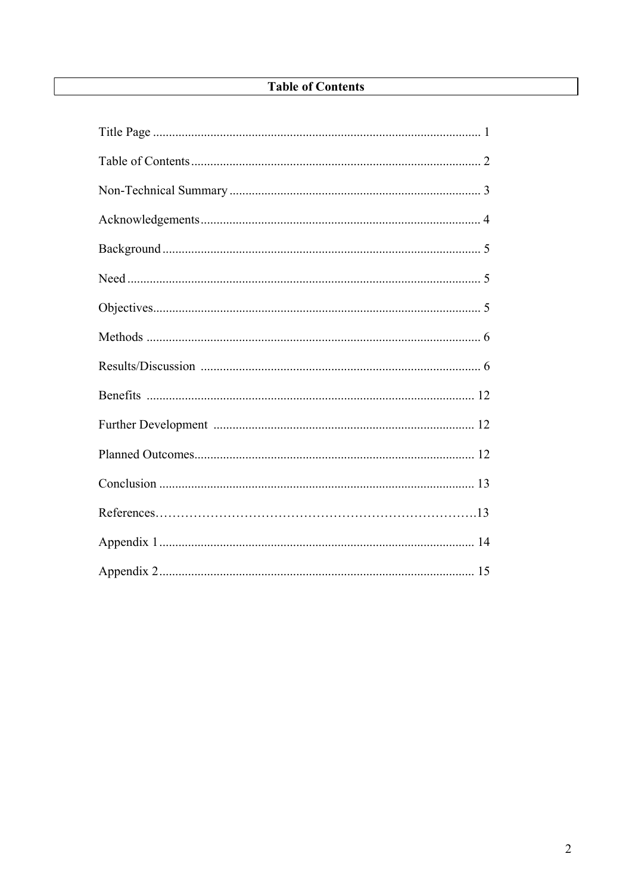## Table of Contents

Title Page ..................................................................................................... 1

Table of Contents .......................................................................................... 2

Non-Technical Summary ............................................................................. 3

Acknowledgements ....................................................................................... 4

Background .................................................................................................. 5

Need ............................................................................................................. 5

Objectives ..................................................................................................... 5

Methods ........................................................................................................ 6

Results/Discussion ....................................................................................... 6

Benefits ...................................................................................................... 12

Further Development ................................................................................. 12

Planned Outcomes ....................................................................................... 12

Conclusion .................................................................................................. 13

References……………………………………………………………………….13

Appendix 1 ................................................................................................. 14

Appendix 2 ................................................................................................. 15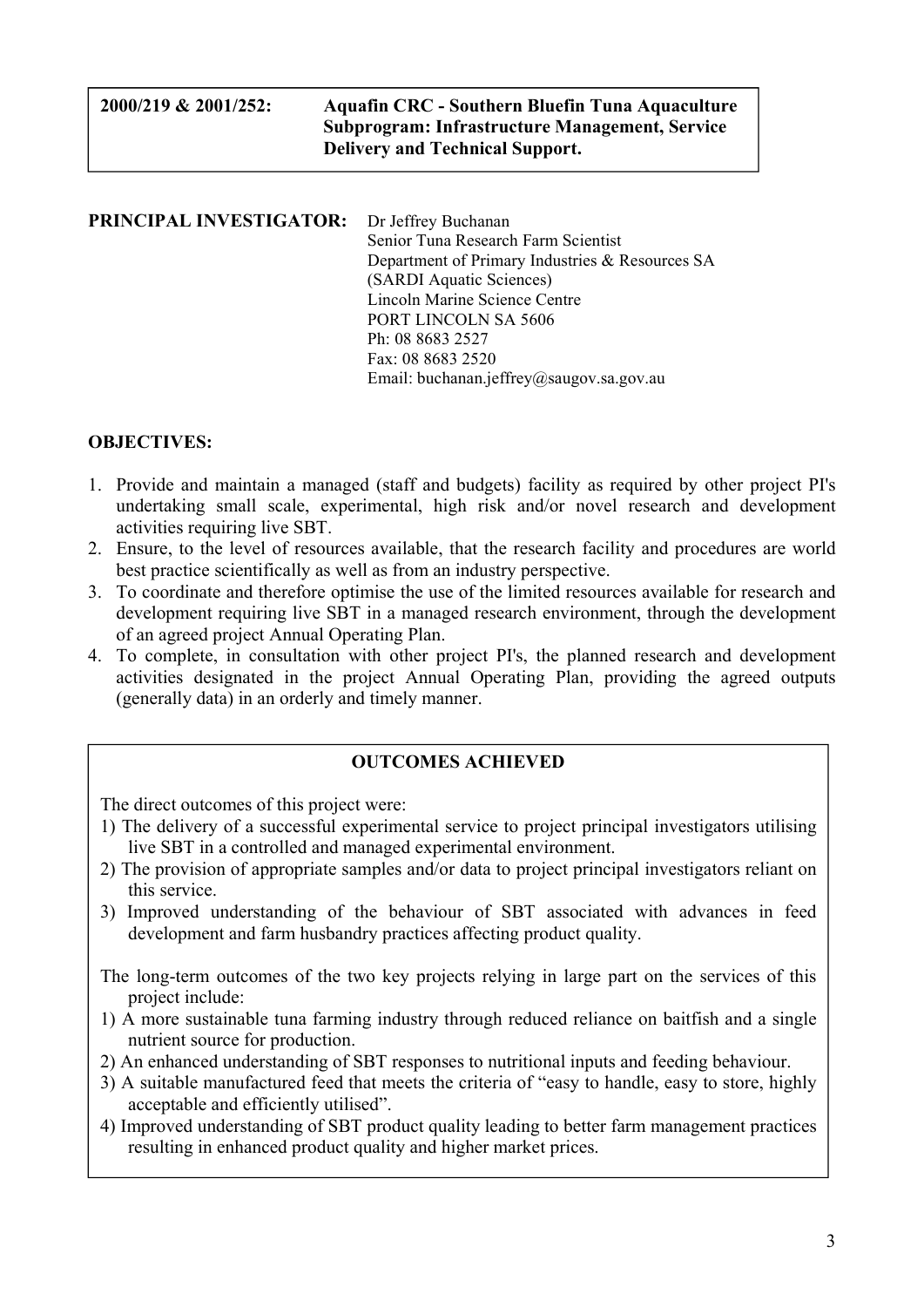**2000/219 & 2001/252: Aquafin CRC - Southern Bluefin Tuna Aquaculture Subprogram: Infrastructure Management, Service Delivery and Technical Support.**

**PRINCIPAL INVESTIGATOR:** Dr Jeffrey Buchanan
Senior Tuna Research Farm Scientist
Department of Primary Industries & Resources SA
(SARDI Aquatic Sciences)
Lincoln Marine Science Centre
PORT LINCOLN SA 5606
Ph: 08 8683 2527
Fax: 08 8683 2520
Email: buchanan.jeffrey@saugov.sa.gov.au

## OBJECTIVES:

1. Provide and maintain a managed (staff and budgets) facility as required by other project PI's undertaking small scale, experimental, high risk and/or novel research and development activities requiring live SBT.
2. Ensure, to the level of resources available, that the research facility and procedures are world best practice scientifically as well as from an industry perspective.
3. To coordinate and therefore optimise the use of the limited resources available for research and development requiring live SBT in a managed research environment, through the development of an agreed project Annual Operating Plan.
4. To complete, in consultation with other project PI's, the planned research and development activities designated in the project Annual Operating Plan, providing the agreed outputs (generally data) in an orderly and timely manner.

## OUTCOMES ACHIEVED

The direct outcomes of this project were:

1) The delivery of a successful experimental service to project principal investigators utilising live SBT in a controlled and managed experimental environment.
2) The provision of appropriate samples and/or data to project principal investigators reliant on this service.
3) Improved understanding of the behaviour of SBT associated with advances in feed development and farm husbandry practices affecting product quality.

The long-term outcomes of the two key projects relying in large part on the services of this project include:

1) A more sustainable tuna farming industry through reduced reliance on baitfish and a single nutrient source for production.
2) An enhanced understanding of SBT responses to nutritional inputs and feeding behaviour.
3) A suitable manufactured feed that meets the criteria of "easy to handle, easy to store, highly acceptable and efficiently utilised".
4) Improved understanding of SBT product quality leading to better farm management practices resulting in enhanced product quality and higher market prices.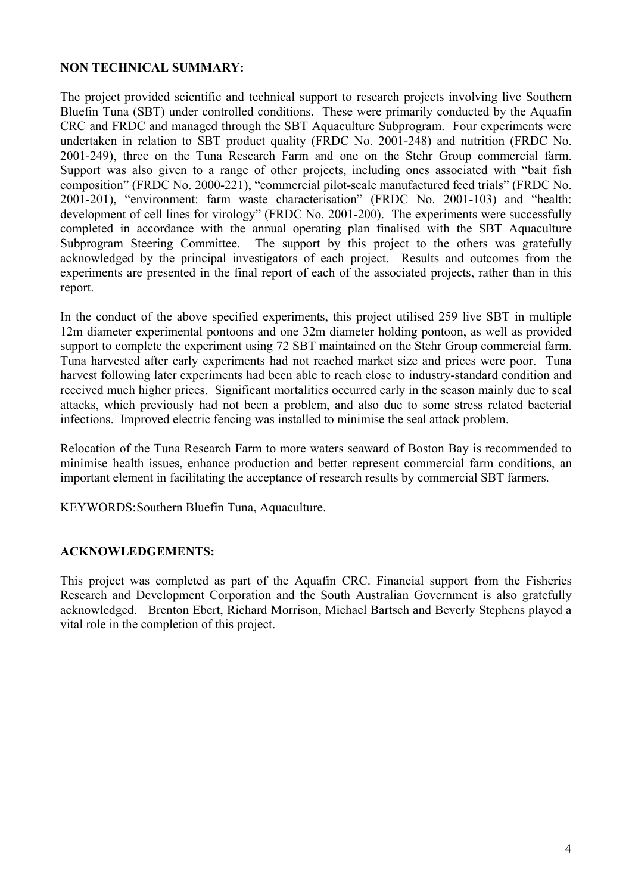**NON TECHNICAL SUMMARY:**

The project provided scientific and technical support to research projects involving live Southern Bluefin Tuna (SBT) under controlled conditions. These were primarily conducted by the Aquafin CRC and FRDC and managed through the SBT Aquaculture Subprogram. Four experiments were undertaken in relation to SBT product quality (FRDC No. 2001-248) and nutrition (FRDC No. 2001-249), three on the Tuna Research Farm and one on the Stehr Group commercial farm. Support was also given to a range of other projects, including ones associated with "bait fish composition" (FRDC No. 2000-221), "commercial pilot-scale manufactured feed trials" (FRDC No. 2001-201), "environment: farm waste characterisation" (FRDC No. 2001-103) and "health: development of cell lines for virology" (FRDC No. 2001-200). The experiments were successfully completed in accordance with the annual operating plan finalised with the SBT Aquaculture Subprogram Steering Committee. The support by this project to the others was gratefully acknowledged by the principal investigators of each project. Results and outcomes from the experiments are presented in the final report of each of the associated projects, rather than in this report.

In the conduct of the above specified experiments, this project utilised 259 live SBT in multiple 12m diameter experimental pontoons and one 32m diameter holding pontoon, as well as provided support to complete the experiment using 72 SBT maintained on the Stehr Group commercial farm. Tuna harvested after early experiments had not reached market size and prices were poor. Tuna harvest following later experiments had been able to reach close to industry-standard condition and received much higher prices. Significant mortalities occurred early in the season mainly due to seal attacks, which previously had not been a problem, and also due to some stress related bacterial infections. Improved electric fencing was installed to minimise the seal attack problem.

Relocation of the Tuna Research Farm to more waters seaward of Boston Bay is recommended to minimise health issues, enhance production and better represent commercial farm conditions, an important element in facilitating the acceptance of research results by commercial SBT farmers.

KEYWORDS: Southern Bluefin Tuna, Aquaculture.

**ACKNOWLEDGEMENTS:**

This project was completed as part of the Aquafin CRC. Financial support from the Fisheries Research and Development Corporation and the South Australian Government is also gratefully acknowledged. Brenton Ebert, Richard Morrison, Michael Bartsch and Beverly Stephens played a vital role in the completion of this project.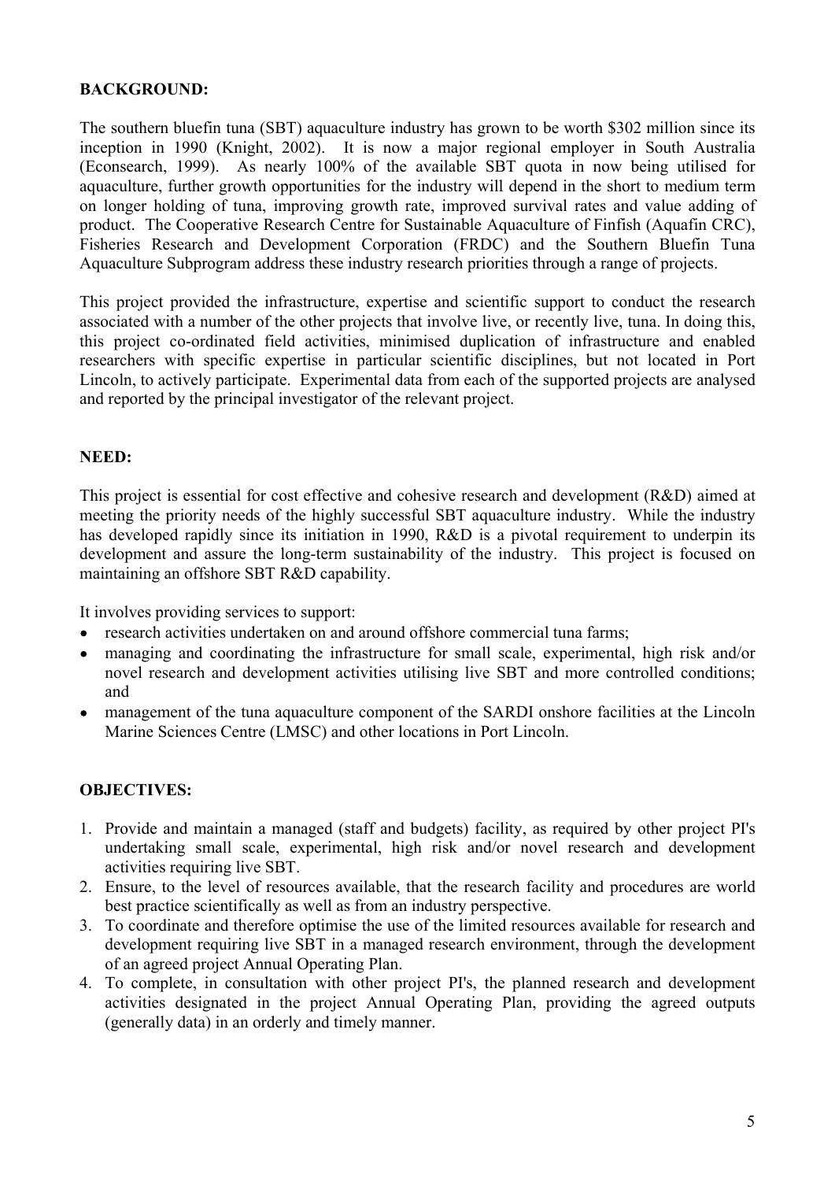**BACKGROUND:**

The southern bluefin tuna (SBT) aquaculture industry has grown to be worth $302 million since its inception in 1990 (Knight, 2002). It is now a major regional employer in South Australia (Econsearch, 1999). As nearly 100% of the available SBT quota in now being utilised for aquaculture, further growth opportunities for the industry will depend in the short to medium term on longer holding of tuna, improving growth rate, improved survival rates and value adding of product. The Cooperative Research Centre for Sustainable Aquaculture of Finfish (Aquafin CRC), Fisheries Research and Development Corporation (FRDC) and the Southern Bluefin Tuna Aquaculture Subprogram address these industry research priorities through a range of projects.

This project provided the infrastructure, expertise and scientific support to conduct the research associated with a number of the other projects that involve live, or recently live, tuna. In doing this, this project co-ordinated field activities, minimised duplication of infrastructure and enabled researchers with specific expertise in particular scientific disciplines, but not located in Port Lincoln, to actively participate. Experimental data from each of the supported projects are analysed and reported by the principal investigator of the relevant project.

**NEED:**

This project is essential for cost effective and cohesive research and development (R&D) aimed at meeting the priority needs of the highly successful SBT aquaculture industry. While the industry has developed rapidly since its initiation in 1990, R&D is a pivotal requirement to underpin its development and assure the long-term sustainability of the industry. This project is focused on maintaining an offshore SBT R&D capability.

It involves providing services to support:

- research activities undertaken on and around offshore commercial tuna farms;
- managing and coordinating the infrastructure for small scale, experimental, high risk and/or novel research and development activities utilising live SBT and more controlled conditions; and
- management of the tuna aquaculture component of the SARDI onshore facilities at the Lincoln Marine Sciences Centre (LMSC) and other locations in Port Lincoln.

**OBJECTIVES:**

1. Provide and maintain a managed (staff and budgets) facility, as required by other project PI's undertaking small scale, experimental, high risk and/or novel research and development activities requiring live SBT.
2. Ensure, to the level of resources available, that the research facility and procedures are world best practice scientifically as well as from an industry perspective.
3. To coordinate and therefore optimise the use of the limited resources available for research and development requiring live SBT in a managed research environment, through the development of an agreed project Annual Operating Plan.
4. To complete, in consultation with other project PI's, the planned research and development activities designated in the project Annual Operating Plan, providing the agreed outputs (generally data) in an orderly and timely manner.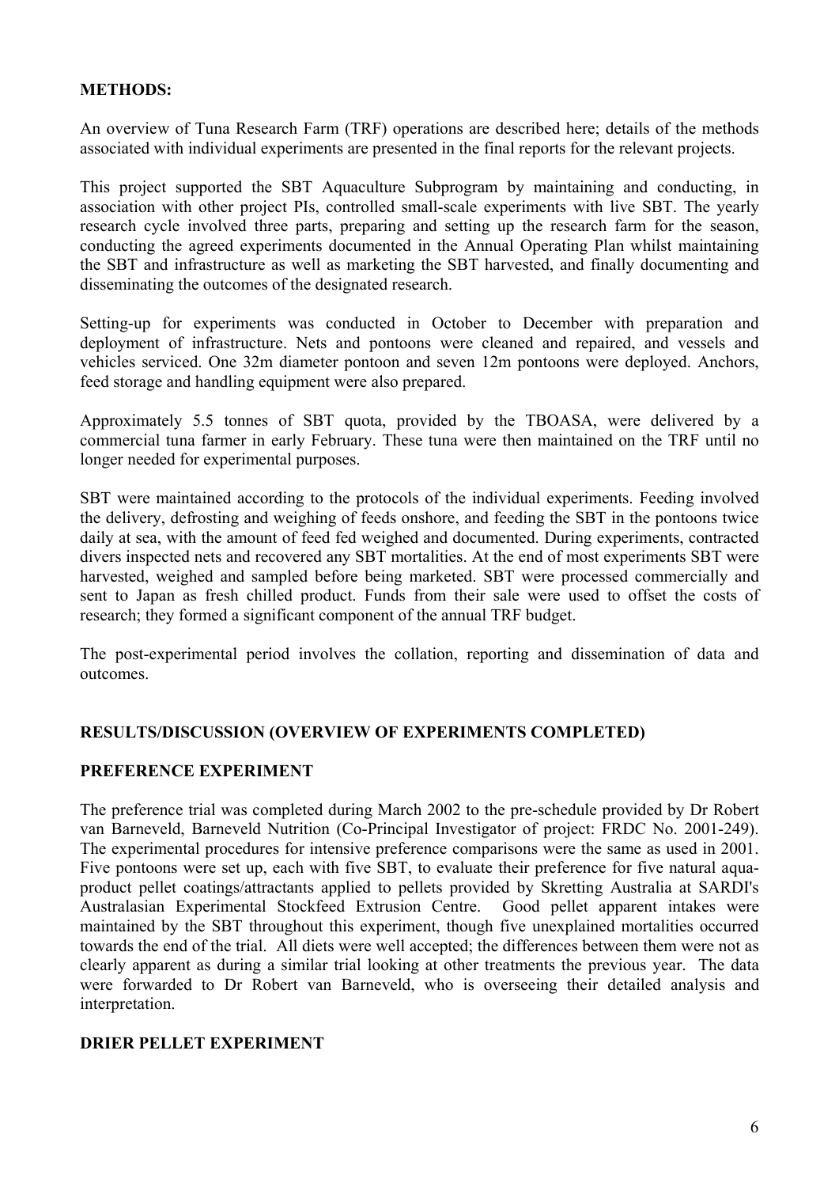## METHODS:

An overview of Tuna Research Farm (TRF) operations are described here; details of the methods associated with individual experiments are presented in the final reports for the relevant projects.

This project supported the SBT Aquaculture Subprogram by maintaining and conducting, in association with other project PIs, controlled small-scale experiments with live SBT. The yearly research cycle involved three parts, preparing and setting up the research farm for the season, conducting the agreed experiments documented in the Annual Operating Plan whilst maintaining the SBT and infrastructure as well as marketing the SBT harvested, and finally documenting and disseminating the outcomes of the designated research.

Setting-up for experiments was conducted in October to December with preparation and deployment of infrastructure. Nets and pontoons were cleaned and repaired, and vessels and vehicles serviced. One 32m diameter pontoon and seven 12m pontoons were deployed. Anchors, feed storage and handling equipment were also prepared.

Approximately 5.5 tonnes of SBT quota, provided by the TBOASA, were delivered by a commercial tuna farmer in early February. These tuna were then maintained on the TRF until no longer needed for experimental purposes.

SBT were maintained according to the protocols of the individual experiments. Feeding involved the delivery, defrosting and weighing of feeds onshore, and feeding the SBT in the pontoons twice daily at sea, with the amount of feed fed weighed and documented. During experiments, contracted divers inspected nets and recovered any SBT mortalities. At the end of most experiments SBT were harvested, weighed and sampled before being marketed. SBT were processed commercially and sent to Japan as fresh chilled product. Funds from their sale were used to offset the costs of research; they formed a significant component of the annual TRF budget.

The post-experimental period involves the collation, reporting and dissemination of data and outcomes.

## RESULTS/DISCUSSION (OVERVIEW OF EXPERIMENTS COMPLETED)

### PREFERENCE EXPERIMENT

The preference trial was completed during March 2002 to the pre-schedule provided by Dr Robert van Barneveld, Barneveld Nutrition (Co-Principal Investigator of project: FRDC No. 2001-249). The experimental procedures for intensive preference comparisons were the same as used in 2001. Five pontoons were set up, each with five SBT, to evaluate their preference for five natural aqua-product pellet coatings/attractants applied to pellets provided by Skretting Australia at SARDI's Australasian Experimental Stockfeed Extrusion Centre. Good pellet apparent intakes were maintained by the SBT throughout this experiment, though five unexplained mortalities occurred towards the end of the trial. All diets were well accepted; the differences between them were not as clearly apparent as during a similar trial looking at other treatments the previous year. The data were forwarded to Dr Robert van Barneveld, who is overseeing their detailed analysis and interpretation.

### DRIER PELLET EXPERIMENT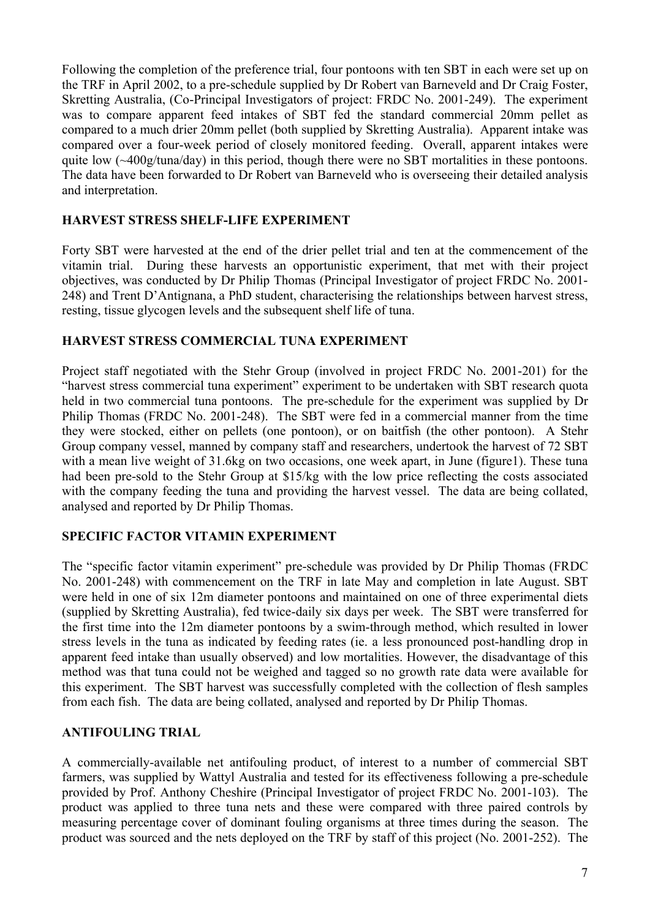Following the completion of the preference trial, four pontoons with ten SBT in each were set up on the TRF in April 2002, to a pre-schedule supplied by Dr Robert van Barneveld and Dr Craig Foster, Skretting Australia, (Co-Principal Investigators of project: FRDC No. 2001-249). The experiment was to compare apparent feed intakes of SBT fed the standard commercial 20mm pellet as compared to a much drier 20mm pellet (both supplied by Skretting Australia). Apparent intake was compared over a four-week period of closely monitored feeding. Overall, apparent intakes were quite low (~400g/tuna/day) in this period, though there were no SBT mortalities in these pontoons. The data have been forwarded to Dr Robert van Barneveld who is overseeing their detailed analysis and interpretation.

## HARVEST STRESS SHELF-LIFE EXPERIMENT

Forty SBT were harvested at the end of the drier pellet trial and ten at the commencement of the vitamin trial. During these harvests an opportunistic experiment, that met with their project objectives, was conducted by Dr Philip Thomas (Principal Investigator of project FRDC No. 2001-248) and Trent D'Antignana, a PhD student, characterising the relationships between harvest stress, resting, tissue glycogen levels and the subsequent shelf life of tuna.

## HARVEST STRESS COMMERCIAL TUNA EXPERIMENT

Project staff negotiated with the Stehr Group (involved in project FRDC No. 2001-201) for the "harvest stress commercial tuna experiment" experiment to be undertaken with SBT research quota held in two commercial tuna pontoons. The pre-schedule for the experiment was supplied by Dr Philip Thomas (FRDC No. 2001-248). The SBT were fed in a commercial manner from the time they were stocked, either on pellets (one pontoon), or on baitfish (the other pontoon). A Stehr Group company vessel, manned by company staff and researchers, undertook the harvest of 72 SBT with a mean live weight of 31.6kg on two occasions, one week apart, in June (figure1). These tuna had been pre-sold to the Stehr Group at $15/kg with the low price reflecting the costs associated with the company feeding the tuna and providing the harvest vessel. The data are being collated, analysed and reported by Dr Philip Thomas.

## SPECIFIC FACTOR VITAMIN EXPERIMENT

The "specific factor vitamin experiment" pre-schedule was provided by Dr Philip Thomas (FRDC No. 2001-248) with commencement on the TRF in late May and completion in late August. SBT were held in one of six 12m diameter pontoons and maintained on one of three experimental diets (supplied by Skretting Australia), fed twice-daily six days per week. The SBT were transferred for the first time into the 12m diameter pontoons by a swim-through method, which resulted in lower stress levels in the tuna as indicated by feeding rates (ie. a less pronounced post-handling drop in apparent feed intake than usually observed) and low mortalities. However, the disadvantage of this method was that tuna could not be weighed and tagged so no growth rate data were available for this experiment. The SBT harvest was successfully completed with the collection of flesh samples from each fish. The data are being collated, analysed and reported by Dr Philip Thomas.

## ANTIFOULING TRIAL

A commercially-available net antifouling product, of interest to a number of commercial SBT farmers, was supplied by Wattyl Australia and tested for its effectiveness following a pre-schedule provided by Prof. Anthony Cheshire (Principal Investigator of project FRDC No. 2001-103). The product was applied to three tuna nets and these were compared with three paired controls by measuring percentage cover of dominant fouling organisms at three times during the season. The product was sourced and the nets deployed on the TRF by staff of this project (No. 2001-252). The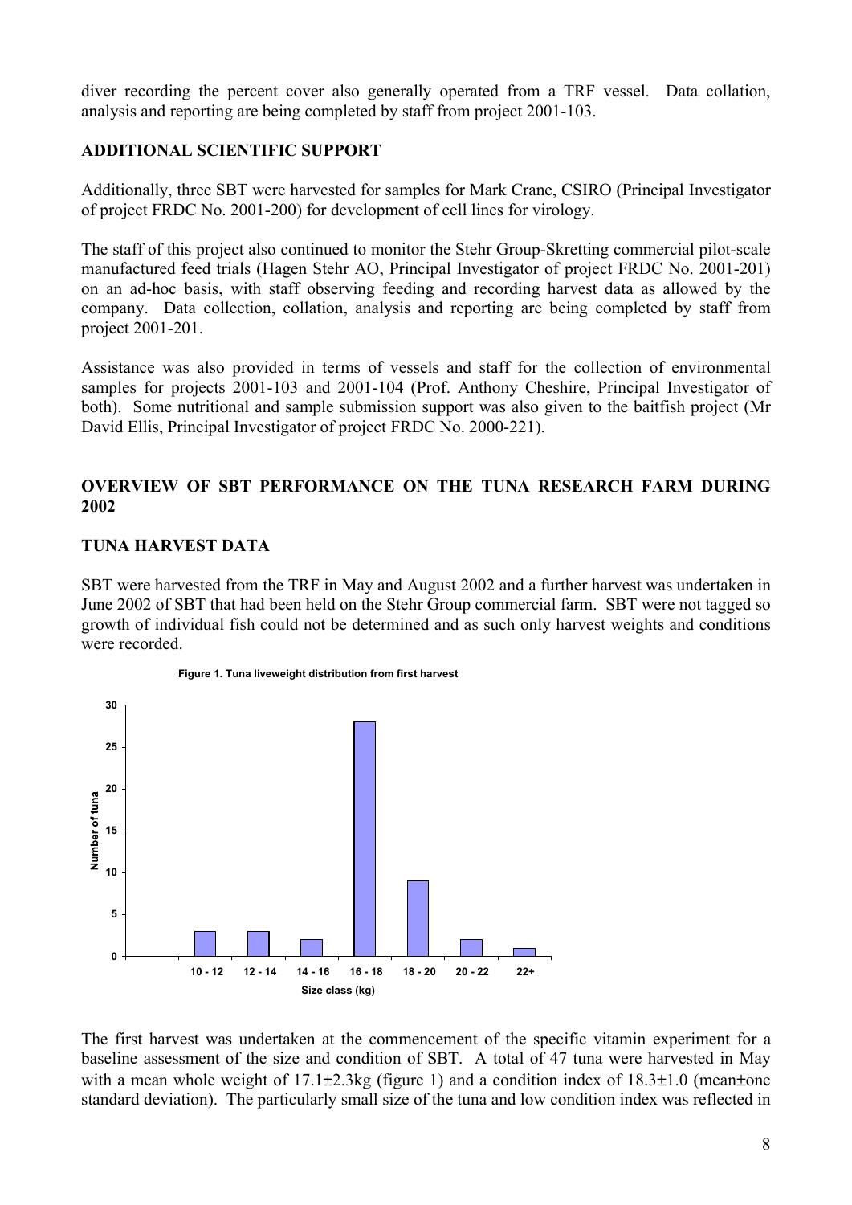diver recording the percent cover also generally operated from a TRF vessel. Data collation, analysis and reporting are being completed by staff from project 2001-103.

## ADDITIONAL SCIENTIFIC SUPPORT

Additionally, three SBT were harvested for samples for Mark Crane, CSIRO (Principal Investigator of project FRDC No. 2001-200) for development of cell lines for virology.

The staff of this project also continued to monitor the Stehr Group-Skretting commercial pilot-scale manufactured feed trials (Hagen Stehr AO, Principal Investigator of project FRDC No. 2001-201) on an ad-hoc basis, with staff observing feeding and recording harvest data as allowed by the company. Data collection, collation, analysis and reporting are being completed by staff from project 2001-201.

Assistance was also provided in terms of vessels and staff for the collection of environmental samples for projects 2001-103 and 2001-104 (Prof. Anthony Cheshire, Principal Investigator of both). Some nutritional and sample submission support was also given to the baitfish project (Mr David Ellis, Principal Investigator of project FRDC No. 2000-221).

## OVERVIEW OF SBT PERFORMANCE ON THE TUNA RESEARCH FARM DURING 2002

## TUNA HARVEST DATA

SBT were harvested from the TRF in May and August 2002 and a further harvest was undertaken in June 2002 of SBT that had been held on the Stehr Group commercial farm. SBT were not tagged so growth of individual fish could not be determined and as such only harvest weights and conditions were recorded.

**Figure 1. Tuna liveweight distribution from first harvest**

| Size class (kg) | Number of tuna |
|---|---|
| 10 - 12 | 3 |
| 12 - 14 | 3 |
| 14 - 16 | 2 |
| 16 - 18 | 28 |
| 18 - 20 | 9 |
| 20 - 22 | 2 |
| 22+ | 1 |

The first harvest was undertaken at the commencement of the specific vitamin experiment for a baseline assessment of the size and condition of SBT. A total of 47 tuna were harvested in May with a mean whole weight of 17.1±2.3kg (figure 1) and a condition index of 18.3±1.0 (mean±one standard deviation). The particularly small size of the tuna and low condition index was reflected in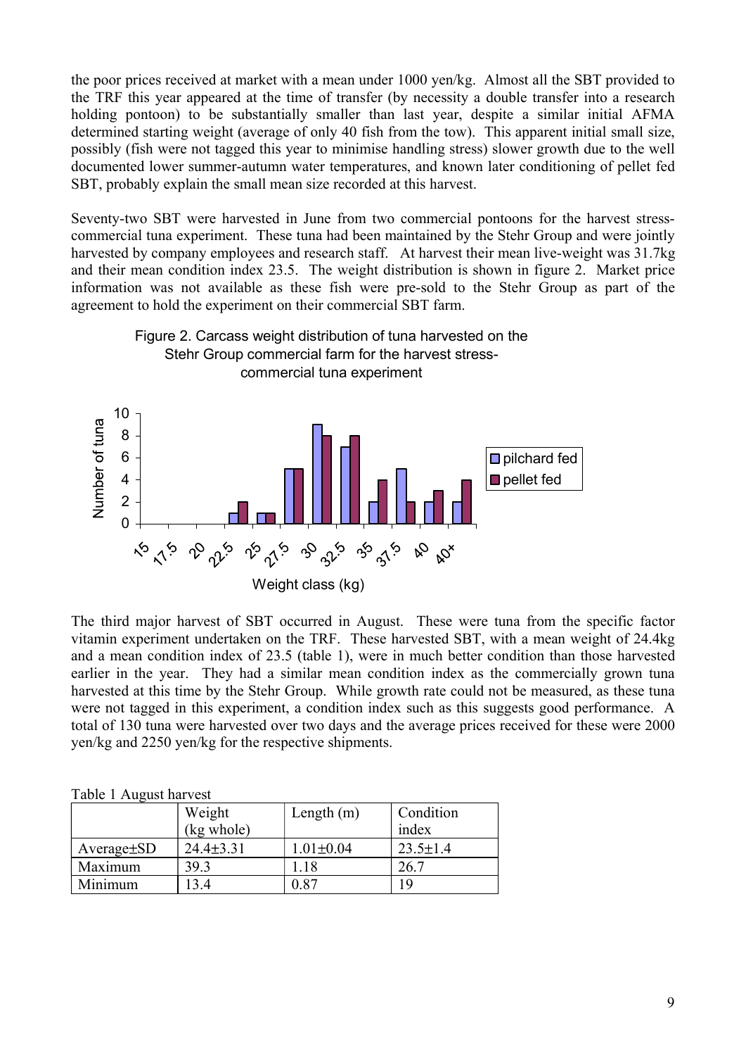the poor prices received at market with a mean under 1000 yen/kg. Almost all the SBT provided to the TRF this year appeared at the time of transfer (by necessity a double transfer into a research holding pontoon) to be substantially smaller than last year, despite a similar initial AFMA determined starting weight (average of only 40 fish from the tow). This apparent initial small size, possibly (fish were not tagged this year to minimise handling stress) slower growth due to the well documented lower summer-autumn water temperatures, and known later conditioning of pellet fed SBT, probably explain the small mean size recorded at this harvest.

Seventy-two SBT were harvested in June from two commercial pontoons for the harvest stress-commercial tuna experiment. These tuna had been maintained by the Stehr Group and were jointly harvested by company employees and research staff. At harvest their mean live-weight was 31.7kg and their mean condition index 23.5. The weight distribution is shown in figure 2. Market price information was not available as these fish were pre-sold to the Stehr Group as part of the agreement to hold the experiment on their commercial SBT farm.

Figure 2. Carcass weight distribution of tuna harvested on the Stehr Group commercial farm for the harvest stress-commercial tuna experiment

| Weight class (kg) | pilchard fed | pellet fed |
|---|---|---|
| 15 | 0 | 0 |
| 17.5 | 0 | 0 |
| 20 | 0 | 0 |
| 22.5 | 1 | 2 |
| 25 | 1 | 1 |
| 27.5 | 5 | 5 |
| 30 | 9 | 8 |
| 32.5 | 7 | 8 |
| 35 | 2 | 4 |
| 37.5 | 5 | 2 |
| 40 | 2 | 3 |
| 40+ | 2 | 4 |

The third major harvest of SBT occurred in August. These were tuna from the specific factor vitamin experiment undertaken on the TRF. These harvested SBT, with a mean weight of 24.4kg and a mean condition index of 23.5 (table 1), were in much better condition than those harvested earlier in the year. They had a similar mean condition index as the commercially grown tuna harvested at this time by the Stehr Group. While growth rate could not be measured, as these tuna were not tagged in this experiment, a condition index such as this suggests good performance. A total of 130 tuna were harvested over two days and the average prices received for these were 2000 yen/kg and 2250 yen/kg for the respective shipments.

Table 1 August harvest

| | Weight (kg whole) | Length (m) | Condition index |
|---|---|---|---|
| Average±SD | 24.4±3.31 | 1.01±0.04 | 23.5±1.4 |
| Maximum | 39.3 | 1.18 | 26.7 |
| Minimum | 13.4 | 0.87 | 19 |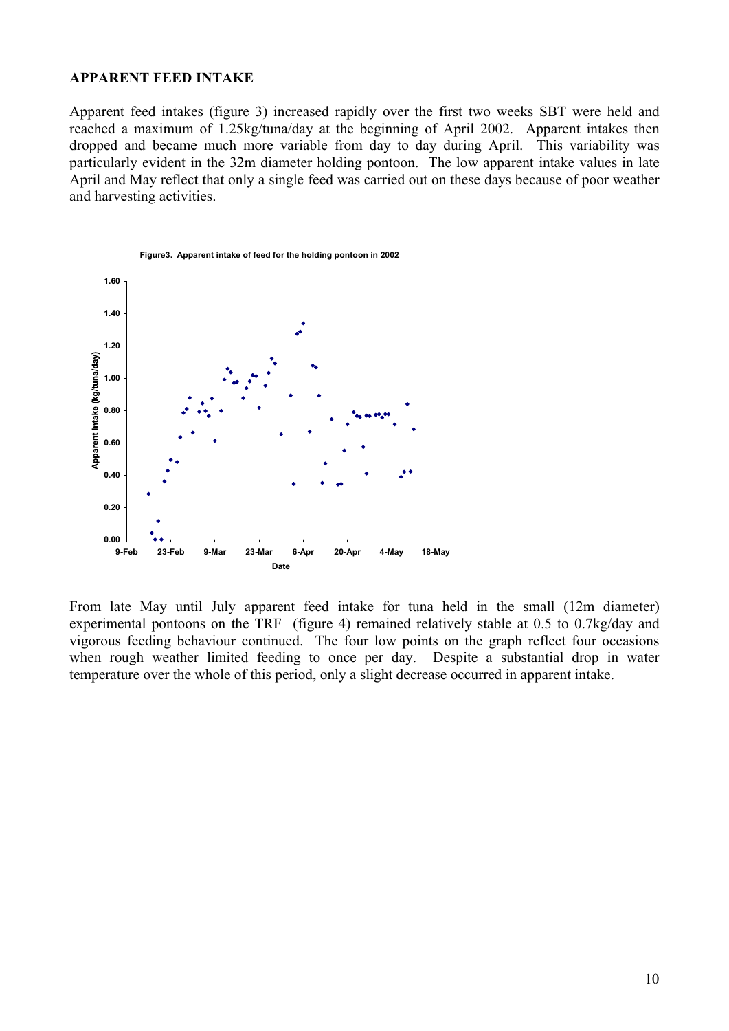## APPARENT FEED INTAKE

Apparent feed intakes (figure 3) increased rapidly over the first two weeks SBT were held and reached a maximum of 1.25kg/tuna/day at the beginning of April 2002. Apparent intakes then dropped and became much more variable from day to day during April. This variability was particularly evident in the 32m diameter holding pontoon. The low apparent intake values in late April and May reflect that only a single feed was carried out on these days because of poor weather and harvesting activities.

**Figure3. Apparent intake of feed for the holding pontoon in 2002**

From late May until July apparent feed intake for tuna held in the small (12m diameter) experimental pontoons on the TRF (figure 4) remained relatively stable at 0.5 to 0.7kg/day and vigorous feeding behaviour continued. The four low points on the graph reflect four occasions when rough weather limited feeding to once per day. Despite a substantial drop in water temperature over the whole of this period, only a slight decrease occurred in apparent intake.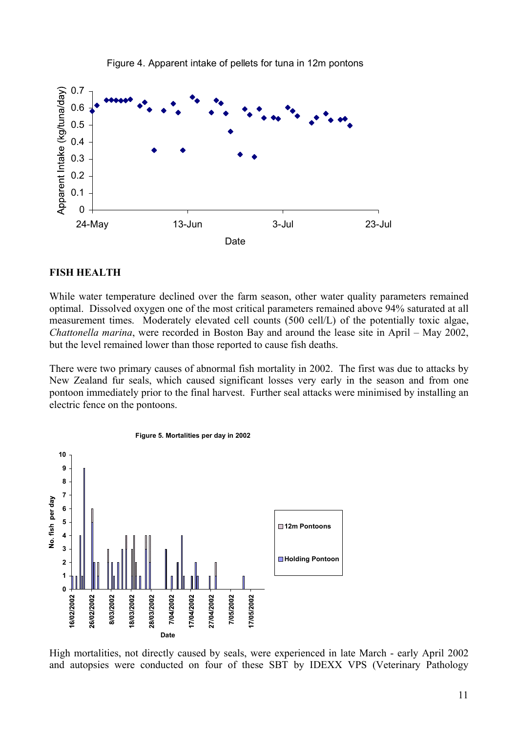Figure 4. Apparent intake of pellets for tuna in 12m pontons

## FISH HEALTH

While water temperature declined over the farm season, other water quality parameters remained optimal. Dissolved oxygen one of the most critical parameters remained above 94% saturated at all measurement times. Moderately elevated cell counts (500 cell/L) of the potentially toxic algae, *Chattonella marina*, were recorded in Boston Bay and around the lease site in April – May 2002, but the level remained lower than those reported to cause fish deaths.

There were two primary causes of abnormal fish mortality in 2002. The first was due to attacks by New Zealand fur seals, which caused significant losses very early in the season and from one pontoon immediately prior to the final harvest. Further seal attacks were minimised by installing an electric fence on the pontoons.

**Figure 5. Mortalities per day in 2002**

High mortalities, not directly caused by seals, were experienced in late March - early April 2002 and autopsies were conducted on four of these SBT by IDEXX VPS (Veterinary Pathology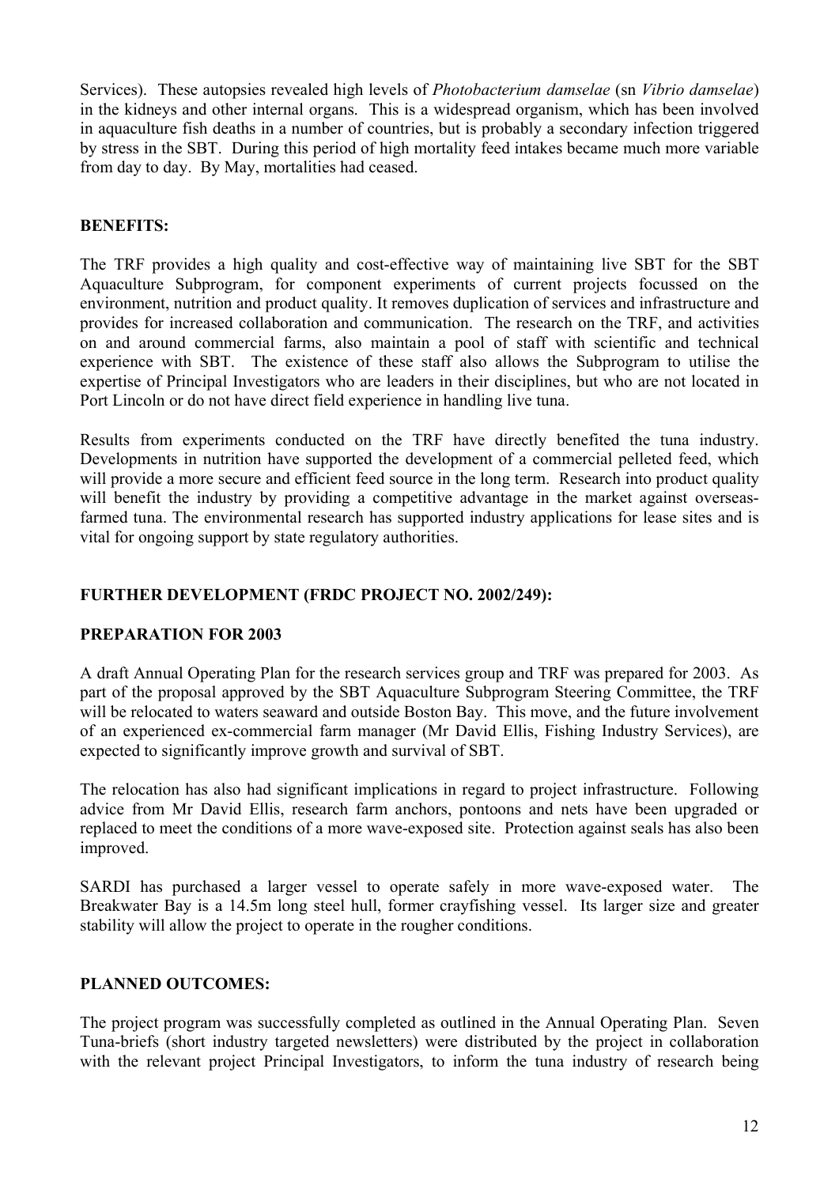Services). These autopsies revealed high levels of *Photobacterium damselae* (sn *Vibrio damselae*) in the kidneys and other internal organs. This is a widespread organism, which has been involved in aquaculture fish deaths in a number of countries, but is probably a secondary infection triggered by stress in the SBT. During this period of high mortality feed intakes became much more variable from day to day. By May, mortalities had ceased.

## BENEFITS:

The TRF provides a high quality and cost-effective way of maintaining live SBT for the SBT Aquaculture Subprogram, for component experiments of current projects focussed on the environment, nutrition and product quality. It removes duplication of services and infrastructure and provides for increased collaboration and communication. The research on the TRF, and activities on and around commercial farms, also maintain a pool of staff with scientific and technical experience with SBT. The existence of these staff also allows the Subprogram to utilise the expertise of Principal Investigators who are leaders in their disciplines, but who are not located in Port Lincoln or do not have direct field experience in handling live tuna.

Results from experiments conducted on the TRF have directly benefited the tuna industry. Developments in nutrition have supported the development of a commercial pelleted feed, which will provide a more secure and efficient feed source in the long term. Research into product quality will benefit the industry by providing a competitive advantage in the market against overseas-farmed tuna. The environmental research has supported industry applications for lease sites and is vital for ongoing support by state regulatory authorities.

## FURTHER DEVELOPMENT (FRDC PROJECT NO. 2002/249):

### PREPARATION FOR 2003

A draft Annual Operating Plan for the research services group and TRF was prepared for 2003. As part of the proposal approved by the SBT Aquaculture Subprogram Steering Committee, the TRF will be relocated to waters seaward and outside Boston Bay. This move, and the future involvement of an experienced ex-commercial farm manager (Mr David Ellis, Fishing Industry Services), are expected to significantly improve growth and survival of SBT.

The relocation has also had significant implications in regard to project infrastructure. Following advice from Mr David Ellis, research farm anchors, pontoons and nets have been upgraded or replaced to meet the conditions of a more wave-exposed site. Protection against seals has also been improved.

SARDI has purchased a larger vessel to operate safely in more wave-exposed water. The Breakwater Bay is a 14.5m long steel hull, former crayfishing vessel. Its larger size and greater stability will allow the project to operate in the rougher conditions.

## PLANNED OUTCOMES:

The project program was successfully completed as outlined in the Annual Operating Plan. Seven Tuna-briefs (short industry targeted newsletters) were distributed by the project in collaboration with the relevant project Principal Investigators, to inform the tuna industry of research being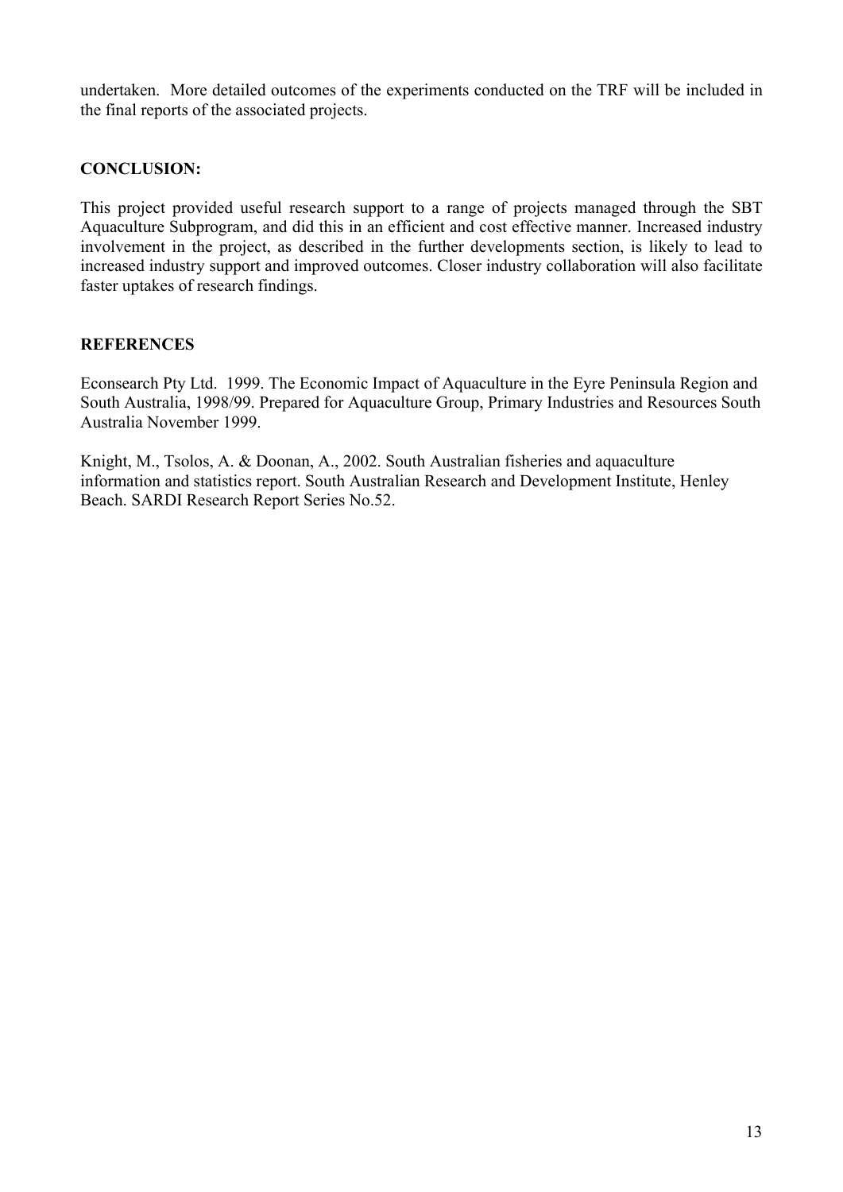undertaken. More detailed outcomes of the experiments conducted on the TRF will be included in the final reports of the associated projects.

## CONCLUSION:

This project provided useful research support to a range of projects managed through the SBT Aquaculture Subprogram, and did this in an efficient and cost effective manner. Increased industry involvement in the project, as described in the further developments section, is likely to lead to increased industry support and improved outcomes. Closer industry collaboration will also facilitate faster uptakes of research findings.

## REFERENCES

Econsearch Pty Ltd. 1999. The Economic Impact of Aquaculture in the Eyre Peninsula Region and South Australia, 1998/99. Prepared for Aquaculture Group, Primary Industries and Resources South Australia November 1999.

Knight, M., Tsolos, A. & Doonan, A., 2002. South Australian fisheries and aquaculture information and statistics report. South Australian Research and Development Institute, Henley Beach. SARDI Research Report Series No.52.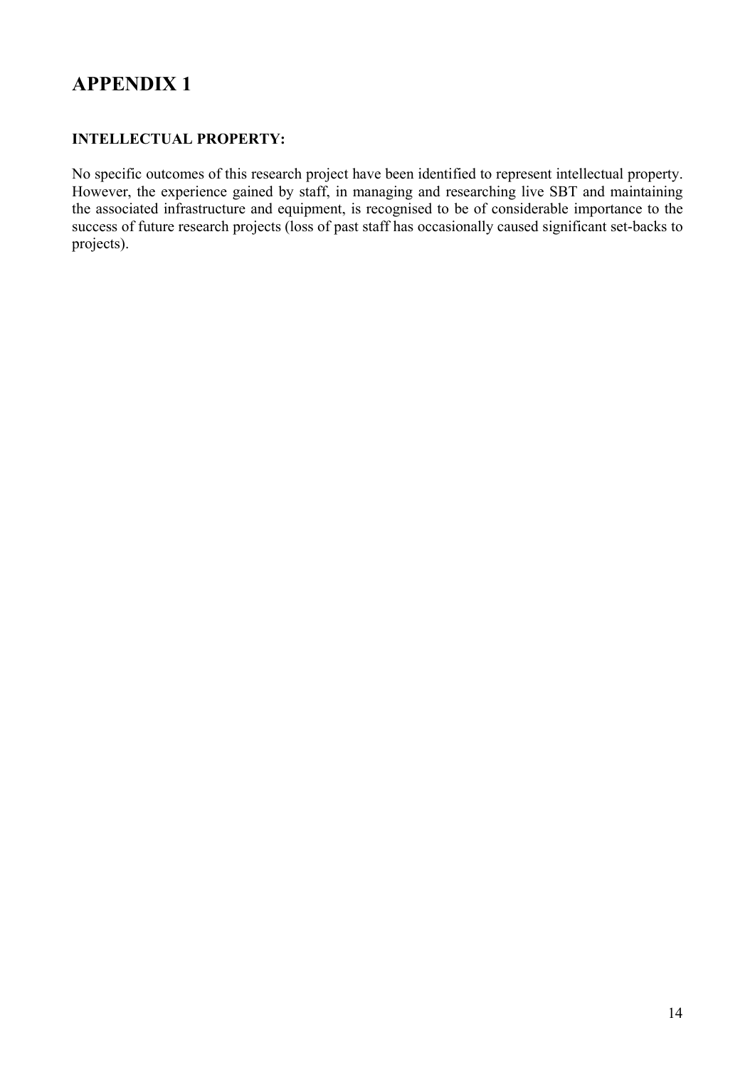# APPENDIX 1

**INTELLECTUAL PROPERTY:**

No specific outcomes of this research project have been identified to represent intellectual property. However, the experience gained by staff, in managing and researching live SBT and maintaining the associated infrastructure and equipment, is recognised to be of considerable importance to the success of future research projects (loss of past staff has occasionally caused significant set-backs to projects).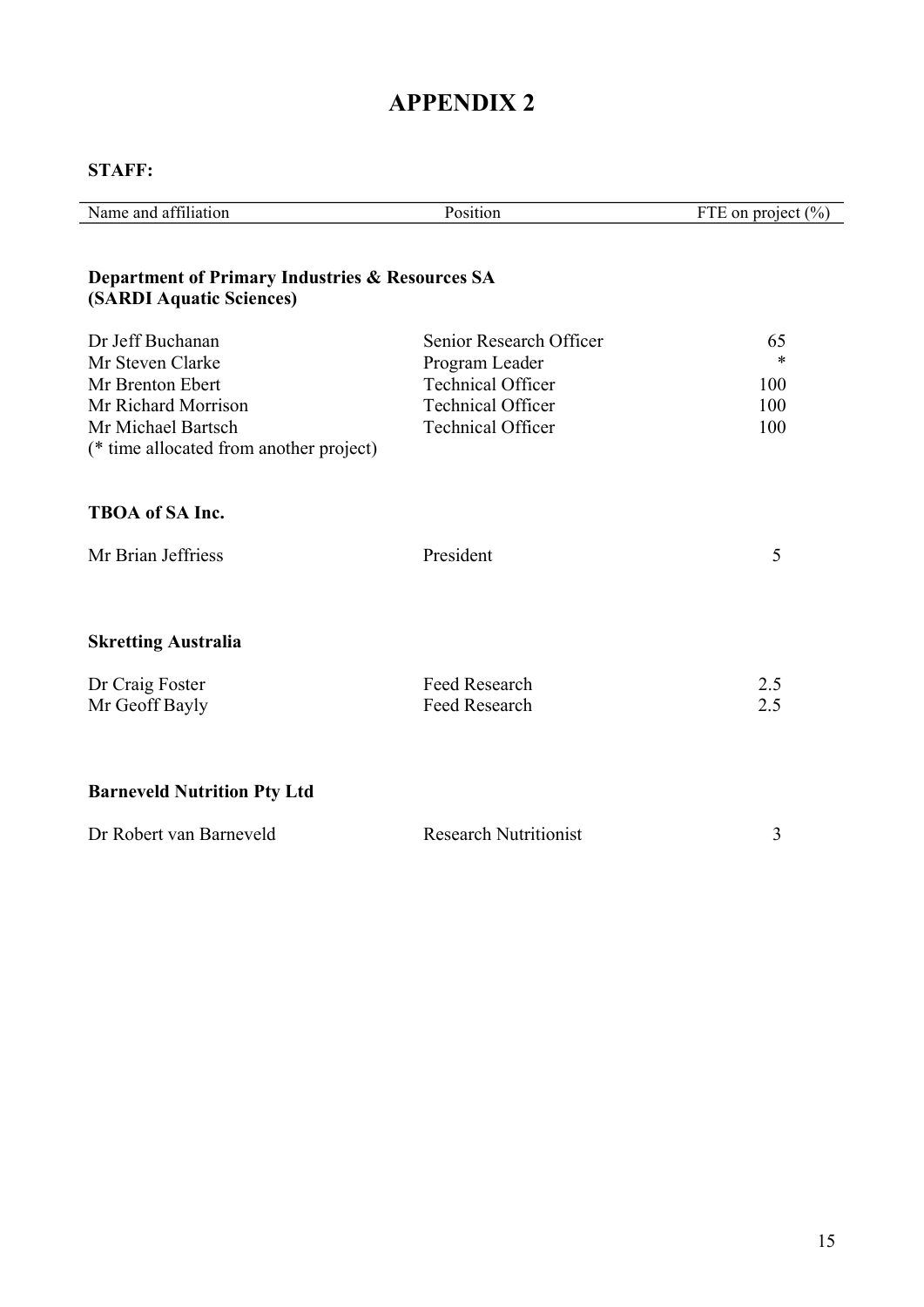# APPENDIX 2

**STAFF:**

| Name and affiliation | Position | FTE on project (%) |
|---|---|---|
| **Department of Primary Industries & Resources SA (SARDI Aquatic Sciences)** | | |
| Dr Jeff Buchanan | Senior Research Officer | 65 |
| Mr Steven Clarke | Program Leader | * |
| Mr Brenton Ebert | Technical Officer | 100 |
| Mr Richard Morrison | Technical Officer | 100 |
| Mr Michael Bartsch | Technical Officer | 100 |
| (* time allocated from another project) | | |
| **TBOA of SA Inc.** | | |
| Mr Brian Jeffriess | President | 5 |
| **Skretting Australia** | | |
| Dr Craig Foster | Feed Research | 2.5 |
| Mr Geoff Bayly | Feed Research | 2.5 |
| **Barneveld Nutrition Pty Ltd** | | |
| Dr Robert van Barneveld | Research Nutritionist | 3 |